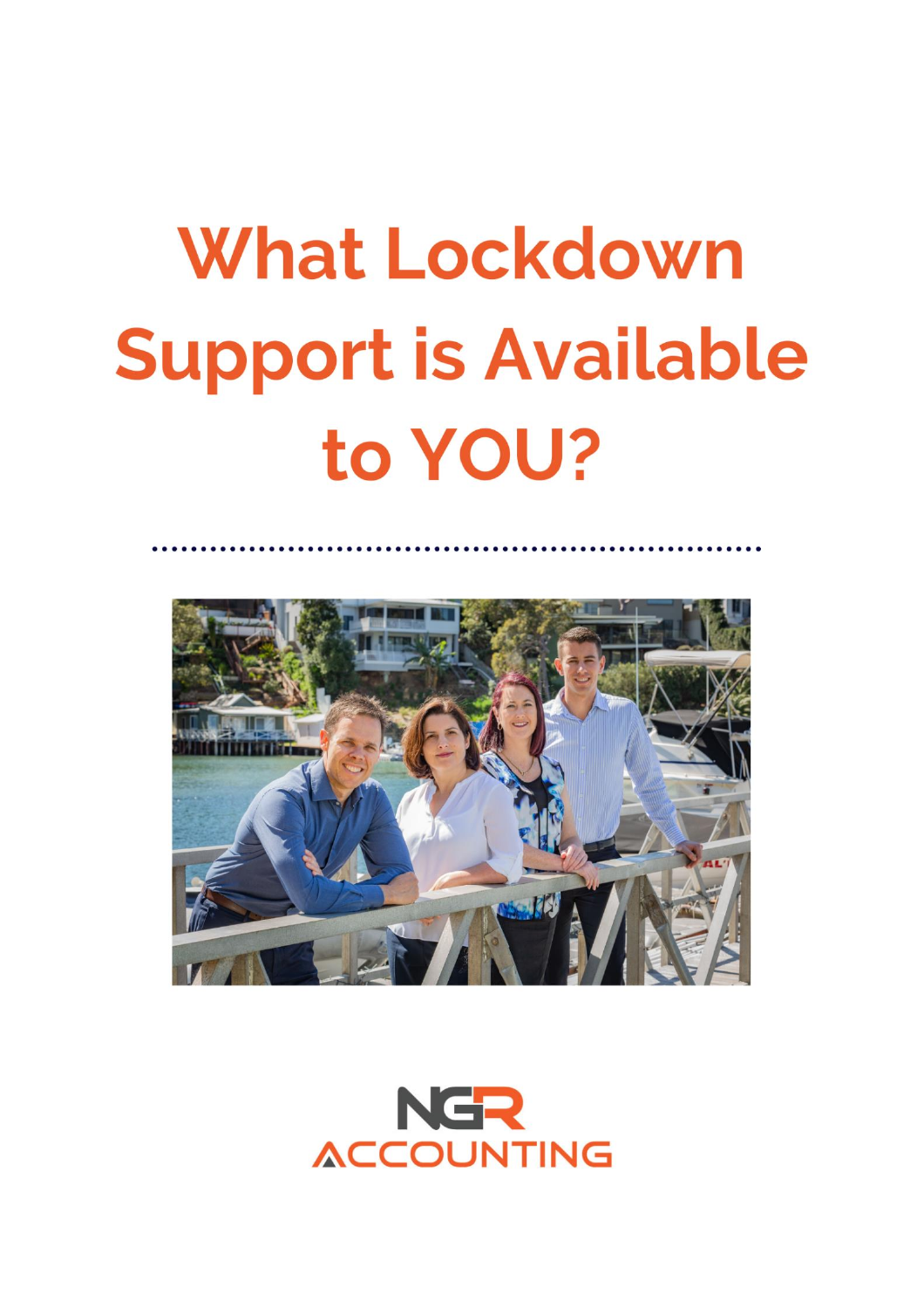# What Lockdown Support is Available to YOU?

NGR ACCOUNTING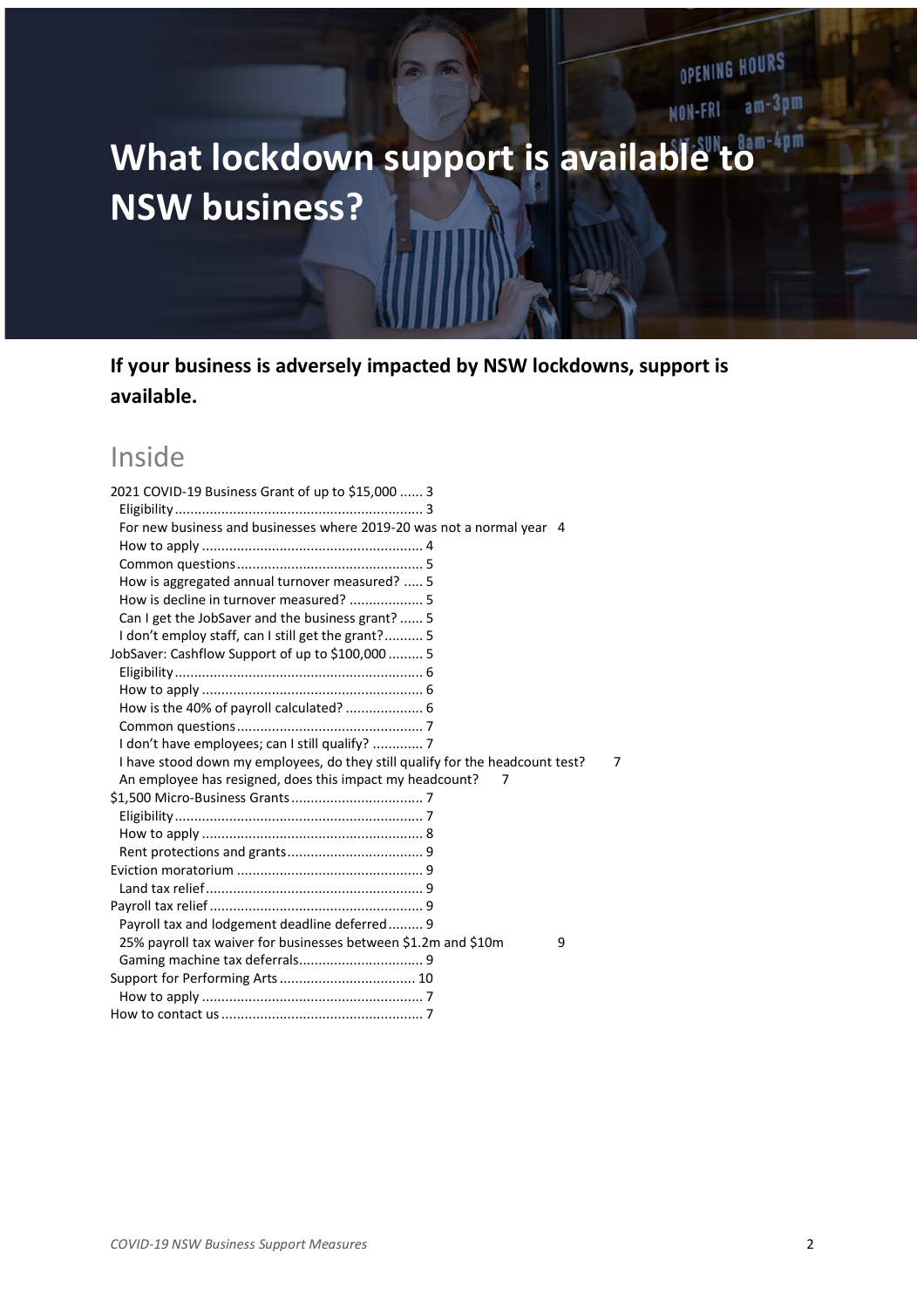# What lockdown support is available to NSW business?

**If your business is adversely impacted by NSW lockdowns, support is available.**

## Inside

2021 COVID-19 Business Grant of up to $15,000 ...... 3
- Eligibility ................................................................ 3
- For new business and businesses where 2019-20 was not a normal year 4
- How to apply ......................................................... 4
- Common questions ................................................ 5
- How is aggregated annual turnover measured? ..... 5
- How is decline in turnover measured? ................... 5
- Can I get the JobSaver and the business grant? ...... 5
- I don't employ staff, can I still get the grant? .......... 5

JobSaver: Cashflow Support of up to $100,000 ......... 5
- Eligibility ................................................................ 6
- How to apply ......................................................... 6
- How is the 40% of payroll calculated? .................... 6
- Common questions ................................................ 7
- I don't have employees; can I still qualify? ............. 7
- I have stood down my employees, do they still qualify for the headcount test? 7
- An employee has resigned, does this impact my headcount? 7

$1,500 Micro-Business Grants .................................. 7
- Eligibility ................................................................ 7
- How to apply ......................................................... 8
- Rent protections and grants ................................... 9

Eviction moratorium ................................................ 9
- Land tax relief ........................................................ 9

Payroll tax relief ....................................................... 9
- Payroll tax and lodgement deadline deferred ......... 9
- 25% payroll tax waiver for businesses between $1.2m and $10m 9
- Gaming machine tax deferrals ................................ 9

Support for Performing Arts ................................... 10
- How to apply ......................................................... 7

How to contact us .................................................... 7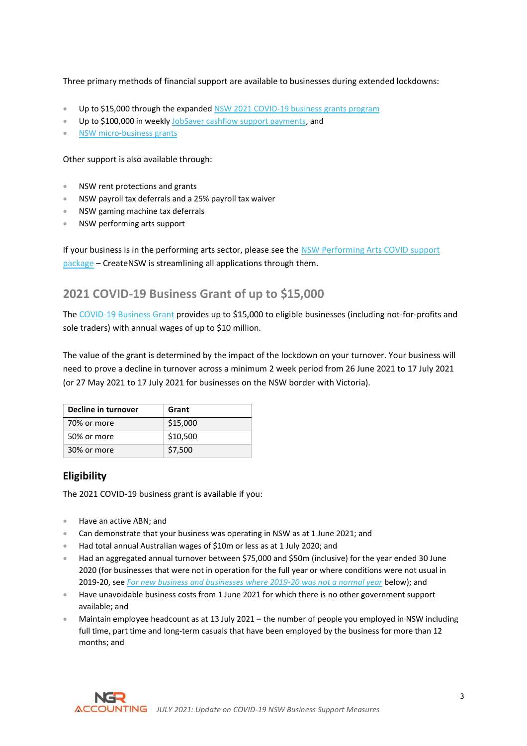Three primary methods of financial support are available to businesses during extended lockdowns:

- Up to $15,000 through the expanded NSW 2021 COVID-19 business grants program
- Up to $100,000 in weekly JobSaver cashflow support payments, and
- NSW micro-business grants

Other support is also available through:

- NSW rent protections and grants
- NSW payroll tax deferrals and a 25% payroll tax waiver
- NSW gaming machine tax deferrals
- NSW performing arts support

If your business is in the performing arts sector, please see the NSW Performing Arts COVID support package – CreateNSW is streamlining all applications through them.

## 2021 COVID-19 Business Grant of up to $15,000

The COVID-19 Business Grant provides up to $15,000 to eligible businesses (including not-for-profits and sole traders) with annual wages of up to $10 million.

The value of the grant is determined by the impact of the lockdown on your turnover. Your business will need to prove a decline in turnover across a minimum 2 week period from 26 June 2021 to 17 July 2021 (or 27 May 2021 to 17 July 2021 for businesses on the NSW border with Victoria).

| Decline in turnover | Grant |
| --- | --- |
| 70% or more | $15,000 |
| 50% or more | $10,500 |
| 30% or more | $7,500 |

### Eligibility

The 2021 COVID-19 business grant is available if you:

- Have an active ABN; and
- Can demonstrate that your business was operating in NSW as at 1 June 2021; and
- Had total annual Australian wages of $10m or less as at 1 July 2020; and
- Had an aggregated annual turnover between $75,000 and $50m (inclusive) for the year ended 30 June 2020 (for businesses that were not in operation for the full year or where conditions were not usual in 2019-20, see *For new business and businesses where 2019-20 was not a normal year* below); and
- Have unavoidable business costs from 1 June 2021 for which there is no other government support available; and
- Maintain employee headcount as at 13 July 2021 – the number of people you employed in NSW including full time, part time and long-term casuals that have been employed by the business for more than 12 months; and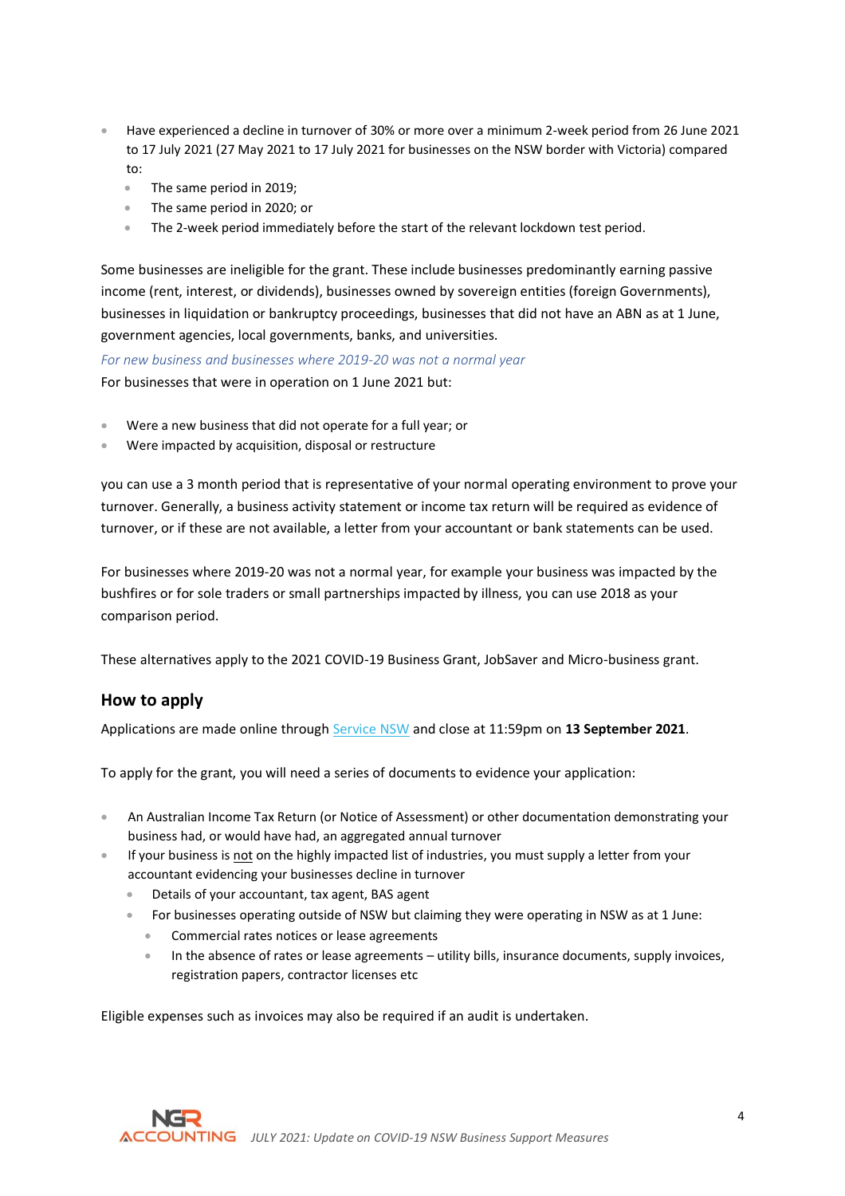- Have experienced a decline in turnover of 30% or more over a minimum 2-week period from 26 June 2021 to 17 July 2021 (27 May 2021 to 17 July 2021 for businesses on the NSW border with Victoria) compared to:
  - The same period in 2019;
  - The same period in 2020; or
  - The 2-week period immediately before the start of the relevant lockdown test period.

Some businesses are ineligible for the grant. These include businesses predominantly earning passive income (rent, interest, or dividends), businesses owned by sovereign entities (foreign Governments), businesses in liquidation or bankruptcy proceedings, businesses that did not have an ABN as at 1 June, government agencies, local governments, banks, and universities.

*For new business and businesses where 2019-20 was not a normal year*

For businesses that were in operation on 1 June 2021 but:

- Were a new business that did not operate for a full year; or
- Were impacted by acquisition, disposal or restructure

you can use a 3 month period that is representative of your normal operating environment to prove your turnover. Generally, a business activity statement or income tax return will be required as evidence of turnover, or if these are not available, a letter from your accountant or bank statements can be used.

For businesses where 2019-20 was not a normal year, for example your business was impacted by the bushfires or for sole traders or small partnerships impacted by illness, you can use 2018 as your comparison period.

These alternatives apply to the 2021 COVID-19 Business Grant, JobSaver and Micro-business grant.

## How to apply

Applications are made online through Service NSW and close at 11:59pm on **13 September 2021**.

To apply for the grant, you will need a series of documents to evidence your application:

- An Australian Income Tax Return (or Notice of Assessment) or other documentation demonstrating your business had, or would have had, an aggregated annual turnover
- If your business is not on the highly impacted list of industries, you must supply a letter from your accountant evidencing your businesses decline in turnover
  - Details of your accountant, tax agent, BAS agent
  - For businesses operating outside of NSW but claiming they were operating in NSW as at 1 June:
    - Commercial rates notices or lease agreements
    - In the absence of rates or lease agreements – utility bills, insurance documents, supply invoices, registration papers, contractor licenses etc

Eligible expenses such as invoices may also be required if an audit is undertaken.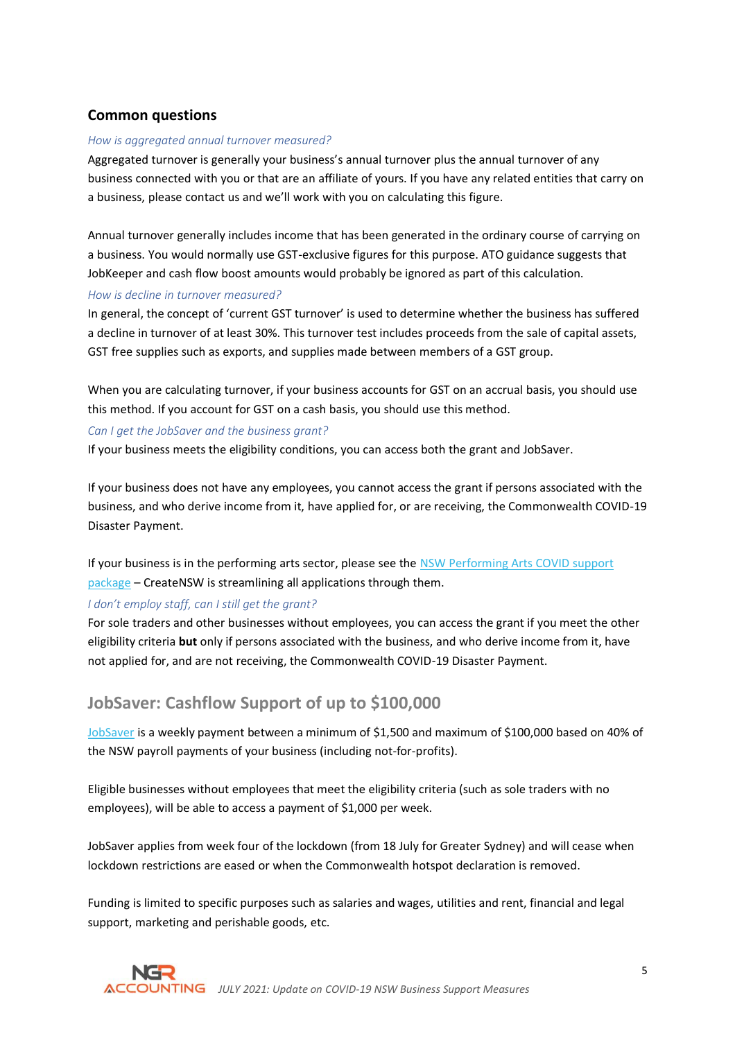## Common questions

*How is aggregated annual turnover measured?*

Aggregated turnover is generally your business's annual turnover plus the annual turnover of any business connected with you or that are an affiliate of yours. If you have any related entities that carry on a business, please contact us and we'll work with you on calculating this figure.

Annual turnover generally includes income that has been generated in the ordinary course of carrying on a business. You would normally use GST-exclusive figures for this purpose. ATO guidance suggests that JobKeeper and cash flow boost amounts would probably be ignored as part of this calculation.

*How is decline in turnover measured?*

In general, the concept of 'current GST turnover' is used to determine whether the business has suffered a decline in turnover of at least 30%. This turnover test includes proceeds from the sale of capital assets, GST free supplies such as exports, and supplies made between members of a GST group.

When you are calculating turnover, if your business accounts for GST on an accrual basis, you should use this method. If you account for GST on a cash basis, you should use this method.

*Can I get the JobSaver and the business grant?*

If your business meets the eligibility conditions, you can access both the grant and JobSaver.

If your business does not have any employees, you cannot access the grant if persons associated with the business, and who derive income from it, have applied for, or are receiving, the Commonwealth COVID-19 Disaster Payment.

If your business is in the performing arts sector, please see the [NSW Performing Arts COVID support package] – CreateNSW is streamlining all applications through them.

*I don't employ staff, can I still get the grant?*

For sole traders and other businesses without employees, you can access the grant if you meet the other eligibility criteria **but** only if persons associated with the business, and who derive income from it, have not applied for, and are not receiving, the Commonwealth COVID-19 Disaster Payment.

## JobSaver: Cashflow Support of up to $100,000

[JobSaver] is a weekly payment between a minimum of $1,500 and maximum of $100,000 based on 40% of the NSW payroll payments of your business (including not-for-profits).

Eligible businesses without employees that meet the eligibility criteria (such as sole traders with no employees), will be able to access a payment of $1,000 per week.

JobSaver applies from week four of the lockdown (from 18 July for Greater Sydney) and will cease when lockdown restrictions are eased or when the Commonwealth hotspot declaration is removed.

Funding is limited to specific purposes such as salaries and wages, utilities and rent, financial and legal support, marketing and perishable goods, etc.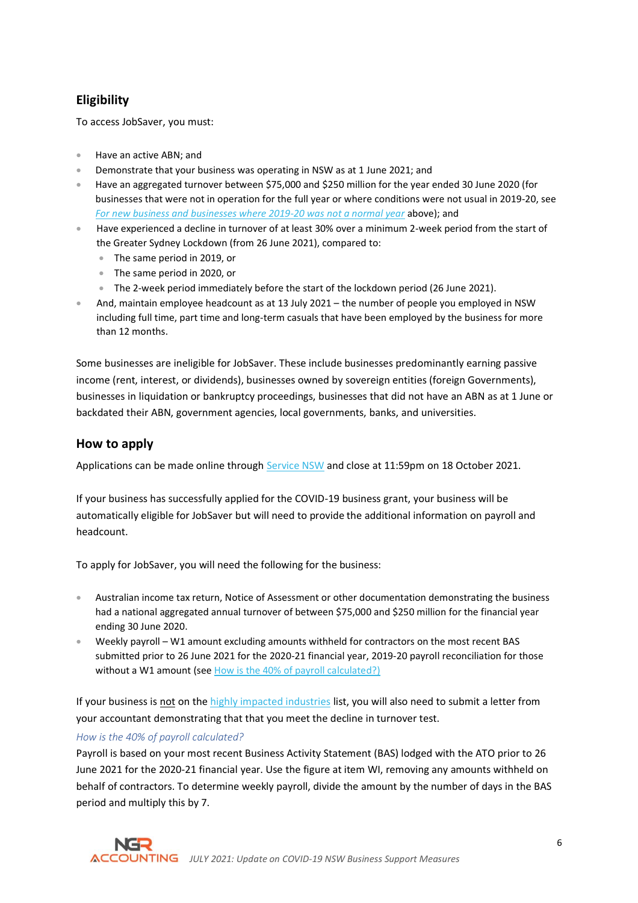## Eligibility

To access JobSaver, you must:

- Have an active ABN; and
- Demonstrate that your business was operating in NSW as at 1 June 2021; and
- Have an aggregated turnover between $75,000 and $250 million for the year ended 30 June 2020 (for businesses that were not in operation for the full year or where conditions were not usual in 2019-20, see *For new business and businesses where 2019-20 was not a normal year* above); and
- Have experienced a decline in turnover of at least 30% over a minimum 2-week period from the start of the Greater Sydney Lockdown (from 26 June 2021), compared to:
  - The same period in 2019, or
  - The same period in 2020, or
  - The 2-week period immediately before the start of the lockdown period (26 June 2021).
- And, maintain employee headcount as at 13 July 2021 – the number of people you employed in NSW including full time, part time and long-term casuals that have been employed by the business for more than 12 months.

Some businesses are ineligible for JobSaver. These include businesses predominantly earning passive income (rent, interest, or dividends), businesses owned by sovereign entities (foreign Governments), businesses in liquidation or bankruptcy proceedings, businesses that did not have an ABN as at 1 June or backdated their ABN, government agencies, local governments, banks, and universities.

## How to apply

Applications can be made online through Service NSW and close at 11:59pm on 18 October 2021.

If your business has successfully applied for the COVID-19 business grant, your business will be automatically eligible for JobSaver but will need to provide the additional information on payroll and headcount.

To apply for JobSaver, you will need the following for the business:

- Australian income tax return, Notice of Assessment or other documentation demonstrating the business had a national aggregated annual turnover of between $75,000 and $250 million for the financial year ending 30 June 2020.
- Weekly payroll – W1 amount excluding amounts withheld for contractors on the most recent BAS submitted prior to 26 June 2021 for the 2020-21 financial year, 2019-20 payroll reconciliation for those without a W1 amount (see How is the 40% of payroll calculated?)

If your business is not on the highly impacted industries list, you will also need to submit a letter from your accountant demonstrating that that you meet the decline in turnover test.

*How is the 40% of payroll calculated?*

Payroll is based on your most recent Business Activity Statement (BAS) lodged with the ATO prior to 26 June 2021 for the 2020-21 financial year. Use the figure at item WI, removing any amounts withheld on behalf of contractors. To determine weekly payroll, divide the amount by the number of days in the BAS period and multiply this by 7.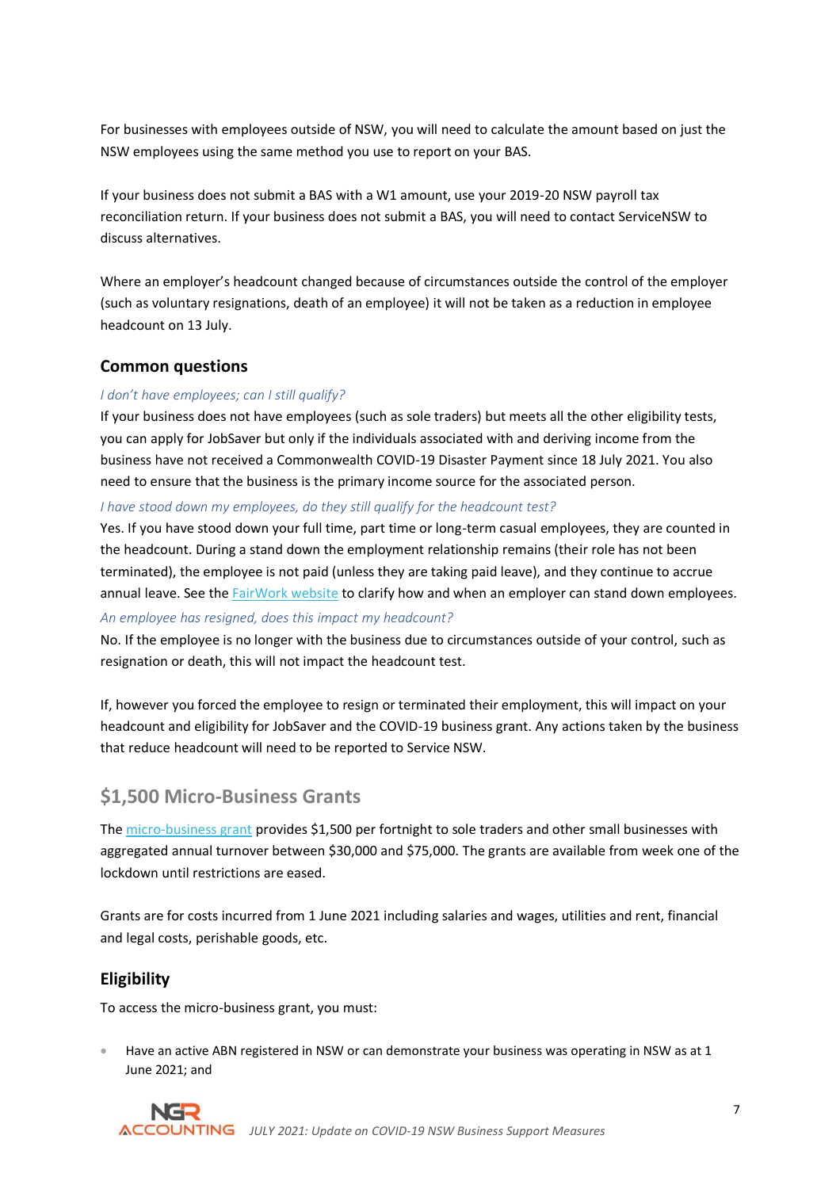For businesses with employees outside of NSW, you will need to calculate the amount based on just the NSW employees using the same method you use to report on your BAS.

If your business does not submit a BAS with a W1 amount, use your 2019-20 NSW payroll tax reconciliation return. If your business does not submit a BAS, you will need to contact ServiceNSW to discuss alternatives.

Where an employer's headcount changed because of circumstances outside the control of the employer (such as voluntary resignations, death of an employee) it will not be taken as a reduction in employee headcount on 13 July.

### Common questions

*I don't have employees; can I still qualify?*

If your business does not have employees (such as sole traders) but meets all the other eligibility tests, you can apply for JobSaver but only if the individuals associated with and deriving income from the business have not received a Commonwealth COVID-19 Disaster Payment since 18 July 2021. You also need to ensure that the business is the primary income source for the associated person.

*I have stood down my employees, do they still qualify for the headcount test?*

Yes. If you have stood down your full time, part time or long-term casual employees, they are counted in the headcount. During a stand down the employment relationship remains (their role has not been terminated), the employee is not paid (unless they are taking paid leave), and they continue to accrue annual leave. See the FairWork website to clarify how and when an employer can stand down employees.

*An employee has resigned, does this impact my headcount?*

No. If the employee is no longer with the business due to circumstances outside of your control, such as resignation or death, this will not impact the headcount test.

If, however you forced the employee to resign or terminated their employment, this will impact on your headcount and eligibility for JobSaver and the COVID-19 business grant. Any actions taken by the business that reduce headcount will need to be reported to Service NSW.

## $1,500 Micro-Business Grants

The micro-business grant provides $1,500 per fortnight to sole traders and other small businesses with aggregated annual turnover between $30,000 and $75,000. The grants are available from week one of the lockdown until restrictions are eased.

Grants are for costs incurred from 1 June 2021 including salaries and wages, utilities and rent, financial and legal costs, perishable goods, etc.

### Eligibility

To access the micro-business grant, you must:

- Have an active ABN registered in NSW or can demonstrate your business was operating in NSW as at 1 June 2021; and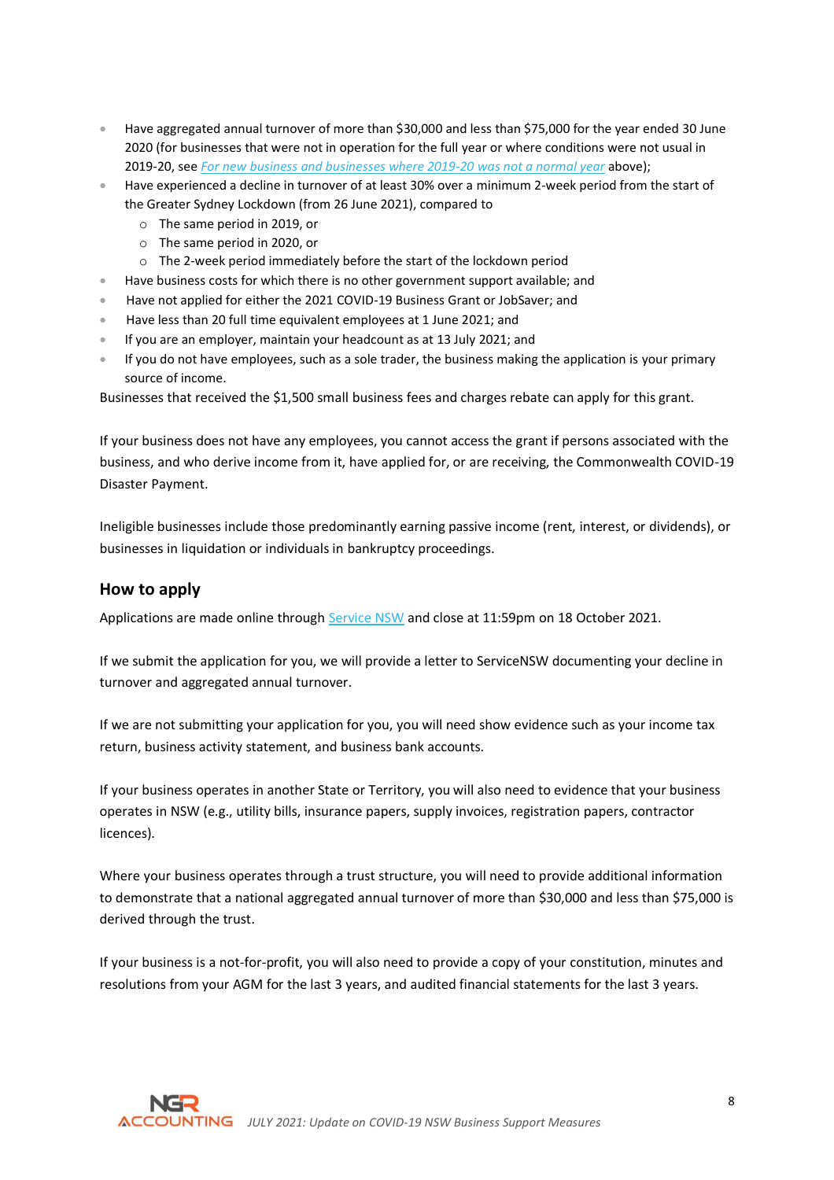- Have aggregated annual turnover of more than $30,000 and less than $75,000 for the year ended 30 June 2020 (for businesses that were not in operation for the full year or where conditions were not usual in 2019-20, see *For new business and businesses where 2019-20 was not a normal year* above);
- Have experienced a decline in turnover of at least 30% over a minimum 2-week period from the start of the Greater Sydney Lockdown (from 26 June 2021), compared to
  - The same period in 2019, or
  - The same period in 2020, or
  - The 2-week period immediately before the start of the lockdown period
- Have business costs for which there is no other government support available; and
- Have not applied for either the 2021 COVID-19 Business Grant or JobSaver; and
- Have less than 20 full time equivalent employees at 1 June 2021; and
- If you are an employer, maintain your headcount as at 13 July 2021; and
- If you do not have employees, such as a sole trader, the business making the application is your primary source of income.

Businesses that received the $1,500 small business fees and charges rebate can apply for this grant.

If your business does not have any employees, you cannot access the grant if persons associated with the business, and who derive income from it, have applied for, or are receiving, the Commonwealth COVID-19 Disaster Payment.

Ineligible businesses include those predominantly earning passive income (rent, interest, or dividends), or businesses in liquidation or individuals in bankruptcy proceedings.

## How to apply

Applications are made online through Service NSW and close at 11:59pm on 18 October 2021.

If we submit the application for you, we will provide a letter to ServiceNSW documenting your decline in turnover and aggregated annual turnover.

If we are not submitting your application for you, you will need show evidence such as your income tax return, business activity statement, and business bank accounts.

If your business operates in another State or Territory, you will also need to evidence that your business operates in NSW (e.g., utility bills, insurance papers, supply invoices, registration papers, contractor licences).

Where your business operates through a trust structure, you will need to provide additional information to demonstrate that a national aggregated annual turnover of more than $30,000 and less than $75,000 is derived through the trust.

If your business is a not-for-profit, you will also need to provide a copy of your constitution, minutes and resolutions from your AGM for the last 3 years, and audited financial statements for the last 3 years.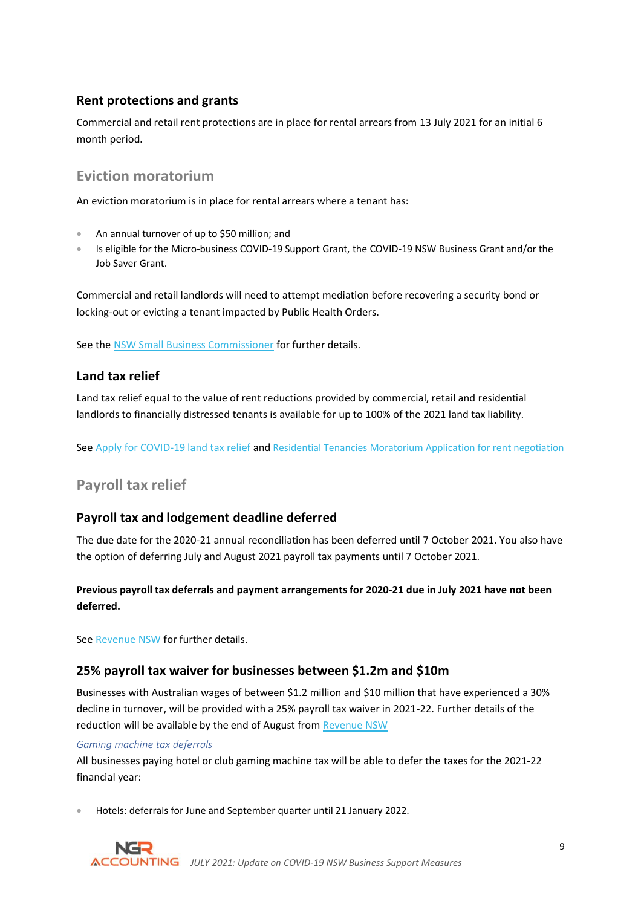## Rent protections and grants

Commercial and retail rent protections are in place for rental arrears from 13 July 2021 for an initial 6 month period.

### Eviction moratorium

An eviction moratorium is in place for rental arrears where a tenant has:

- An annual turnover of up to $50 million; and
- Is eligible for the Micro-business COVID-19 Support Grant, the COVID-19 NSW Business Grant and/or the Job Saver Grant.

Commercial and retail landlords will need to attempt mediation before recovering a security bond or locking-out or evicting a tenant impacted by Public Health Orders.

See the NSW Small Business Commissioner for further details.

## Land tax relief

Land tax relief equal to the value of rent reductions provided by commercial, retail and residential landlords to financially distressed tenants is available for up to 100% of the 2021 land tax liability.

See Apply for COVID-19 land tax relief and Residential Tenancies Moratorium Application for rent negotiation

### Payroll tax relief

## Payroll tax and lodgement deadline deferred

The due date for the 2020-21 annual reconciliation has been deferred until 7 October 2021. You also have the option of deferring July and August 2021 payroll tax payments until 7 October 2021.

**Previous payroll tax deferrals and payment arrangements for 2020-21 due in July 2021 have not been deferred.**

See Revenue NSW for further details.

## 25% payroll tax waiver for businesses between $1.2m and $10m

Businesses with Australian wages of between $1.2 million and $10 million that have experienced a 30% decline in turnover, will be provided with a 25% payroll tax waiver in 2021-22. Further details of the reduction will be available by the end of August from Revenue NSW

*Gaming machine tax deferrals*

All businesses paying hotel or club gaming machine tax will be able to defer the taxes for the 2021-22 financial year:

- Hotels: deferrals for June and September quarter until 21 January 2022.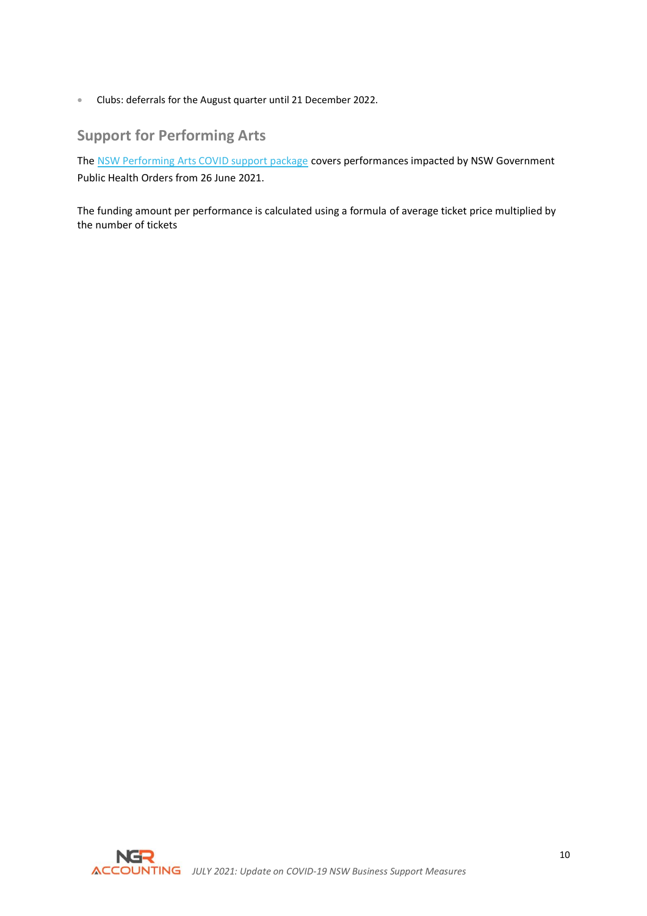- Clubs: deferrals for the August quarter until 21 December 2022.

## Support for Performing Arts

The NSW Performing Arts COVID support package covers performances impacted by NSW Government Public Health Orders from 26 June 2021.

The funding amount per performance is calculated using a formula of average ticket price multiplied by the number of tickets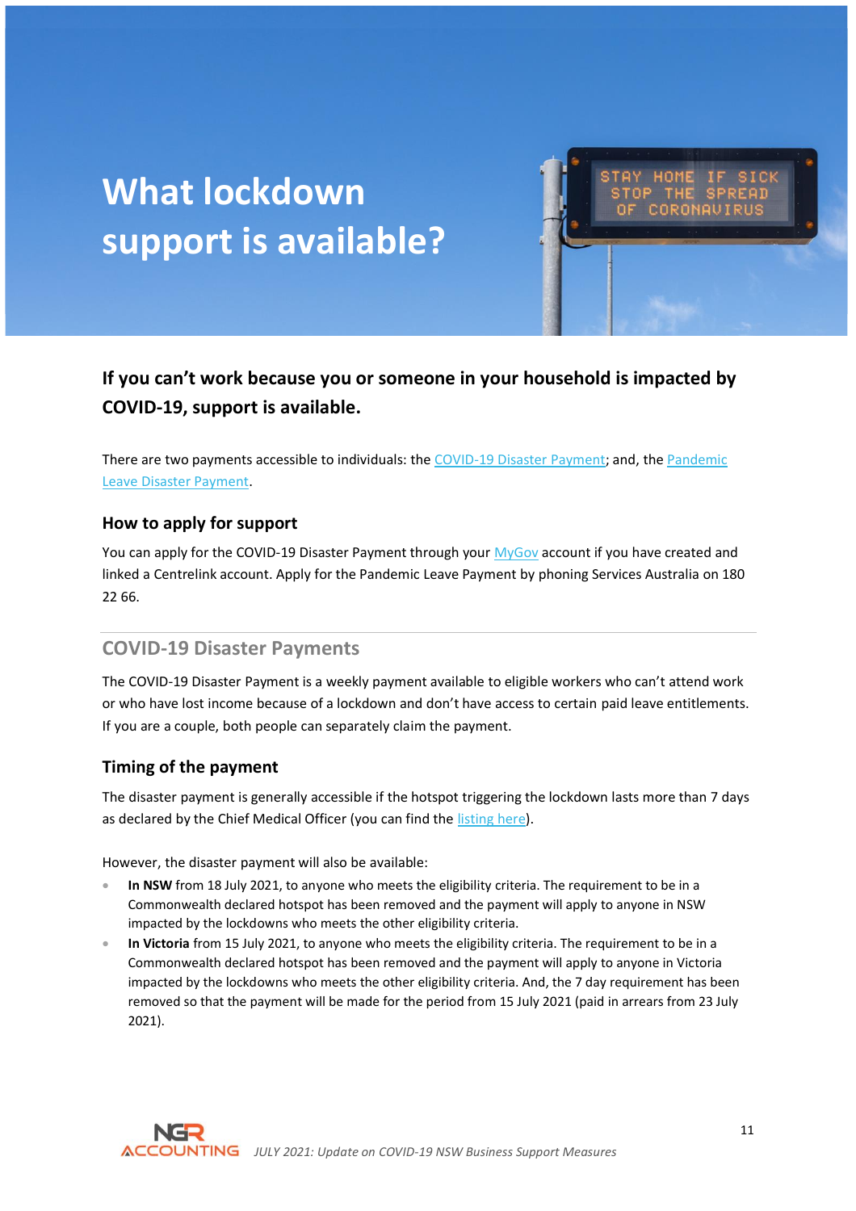# What lockdown support is available?

## If you can't work because you or someone in your household is impacted by COVID-19, support is available.

There are two payments accessible to individuals: the COVID-19 Disaster Payment; and, the Pandemic Leave Disaster Payment.

### How to apply for support

You can apply for the COVID-19 Disaster Payment through your MyGov account if you have created and linked a Centrelink account. Apply for the Pandemic Leave Payment by phoning Services Australia on 180 22 66.

## COVID-19 Disaster Payments

The COVID-19 Disaster Payment is a weekly payment available to eligible workers who can't attend work or who have lost income because of a lockdown and don't have access to certain paid leave entitlements. If you are a couple, both people can separately claim the payment.

### Timing of the payment

The disaster payment is generally accessible if the hotspot triggering the lockdown lasts more than 7 days as declared by the Chief Medical Officer (you can find the listing here).

However, the disaster payment will also be available:

- **In NSW** from 18 July 2021, to anyone who meets the eligibility criteria. The requirement to be in a Commonwealth declared hotspot has been removed and the payment will apply to anyone in NSW impacted by the lockdowns who meets the other eligibility criteria.
- **In Victoria** from 15 July 2021, to anyone who meets the eligibility criteria. The requirement to be in a Commonwealth declared hotspot has been removed and the payment will apply to anyone in Victoria impacted by the lockdowns who meets the other eligibility criteria. And, the 7 day requirement has been removed so that the payment will be made for the period from 15 July 2021 (paid in arrears from 23 July 2021).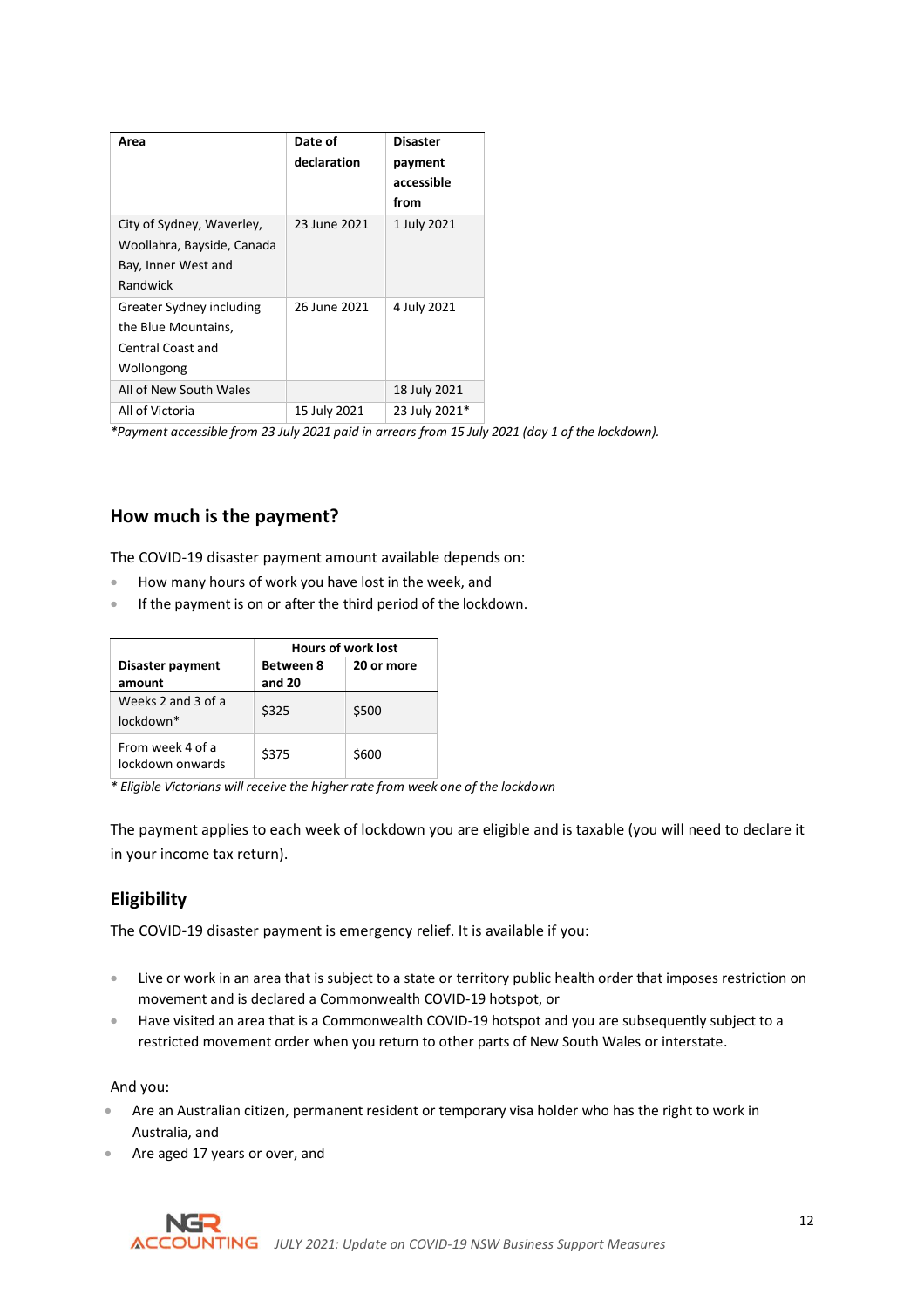| Area | Date of declaration | Disaster payment accessible from |
|---|---|---|
| City of Sydney, Waverley, Woollahra, Bayside, Canada Bay, Inner West and Randwick | 23 June 2021 | 1 July 2021 |
| Greater Sydney including the Blue Mountains, Central Coast and Wollongong | 26 June 2021 | 4 July 2021 |
| All of New South Wales | | 18 July 2021 |
| All of Victoria | 15 July 2021 | 23 July 2021* |

*\*Payment accessible from 23 July 2021 paid in arrears from 15 July 2021 (day 1 of the lockdown).*

## How much is the payment?

The COVID-19 disaster payment amount available depends on:

- How many hours of work you have lost in the week, and
- If the payment is on or after the third period of the lockdown.

| | Hours of work lost | |
|---|---|---|
| **Disaster payment amount** | **Between 8 and 20** | **20 or more** |
| Weeks 2 and 3 of a lockdown* | $325 | $500 |
| From week 4 of a lockdown onwards | $375 | $600 |

*\* Eligible Victorians will receive the higher rate from week one of the lockdown*

The payment applies to each week of lockdown you are eligible and is taxable (you will need to declare it in your income tax return).

## Eligibility

The COVID-19 disaster payment is emergency relief. It is available if you:

- Live or work in an area that is subject to a state or territory public health order that imposes restriction on movement and is declared a Commonwealth COVID-19 hotspot, or
- Have visited an area that is a Commonwealth COVID-19 hotspot and you are subsequently subject to a restricted movement order when you return to other parts of New South Wales or interstate.

And you:

- Are an Australian citizen, permanent resident or temporary visa holder who has the right to work in Australia, and
- Are aged 17 years or over, and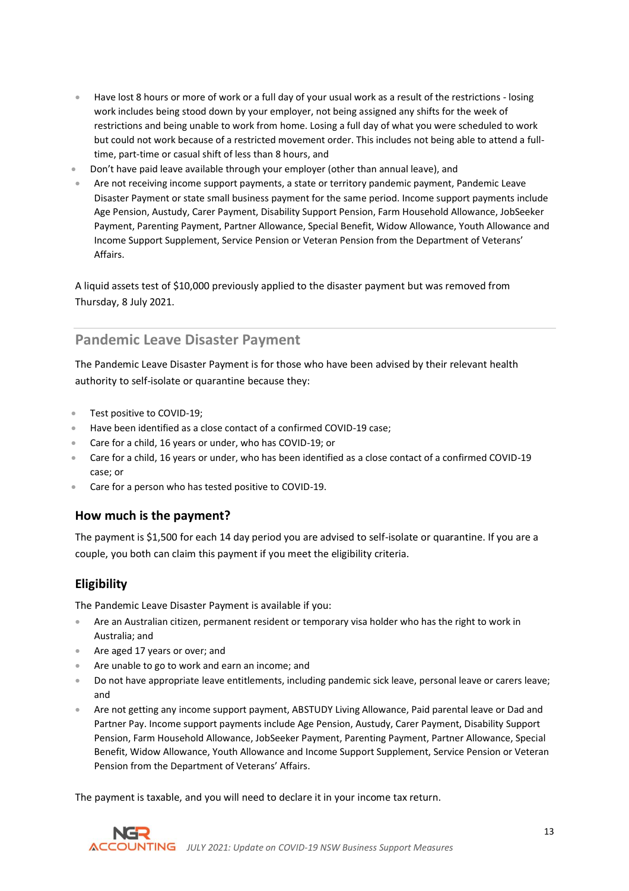- Have lost 8 hours or more of work or a full day of your usual work as a result of the restrictions - losing work includes being stood down by your employer, not being assigned any shifts for the week of restrictions and being unable to work from home. Losing a full day of what you were scheduled to work but could not work because of a restricted movement order. This includes not being able to attend a full-time, part-time or casual shift of less than 8 hours, and
- Don't have paid leave available through your employer (other than annual leave), and
- Are not receiving income support payments, a state or territory pandemic payment, Pandemic Leave Disaster Payment or state small business payment for the same period. Income support payments include Age Pension, Austudy, Carer Payment, Disability Support Pension, Farm Household Allowance, JobSeeker Payment, Parenting Payment, Partner Allowance, Special Benefit, Widow Allowance, Youth Allowance and Income Support Supplement, Service Pension or Veteran Pension from the Department of Veterans' Affairs.

A liquid assets test of $10,000 previously applied to the disaster payment but was removed from Thursday, 8 July 2021.

## Pandemic Leave Disaster Payment

The Pandemic Leave Disaster Payment is for those who have been advised by their relevant health authority to self-isolate or quarantine because they:

- Test positive to COVID-19;
- Have been identified as a close contact of a confirmed COVID-19 case;
- Care for a child, 16 years or under, who has COVID-19; or
- Care for a child, 16 years or under, who has been identified as a close contact of a confirmed COVID-19 case; or
- Care for a person who has tested positive to COVID-19.

### How much is the payment?

The payment is $1,500 for each 14 day period you are advised to self-isolate or quarantine. If you are a couple, you both can claim this payment if you meet the eligibility criteria.

### Eligibility

The Pandemic Leave Disaster Payment is available if you:

- Are an Australian citizen, permanent resident or temporary visa holder who has the right to work in Australia; and
- Are aged 17 years or over; and
- Are unable to go to work and earn an income; and
- Do not have appropriate leave entitlements, including pandemic sick leave, personal leave or carers leave; and
- Are not getting any income support payment, ABSTUDY Living Allowance, Paid parental leave or Dad and Partner Pay. Income support payments include Age Pension, Austudy, Carer Payment, Disability Support Pension, Farm Household Allowance, JobSeeker Payment, Parenting Payment, Partner Allowance, Special Benefit, Widow Allowance, Youth Allowance and Income Support Supplement, Service Pension or Veteran Pension from the Department of Veterans' Affairs.

The payment is taxable, and you will need to declare it in your income tax return.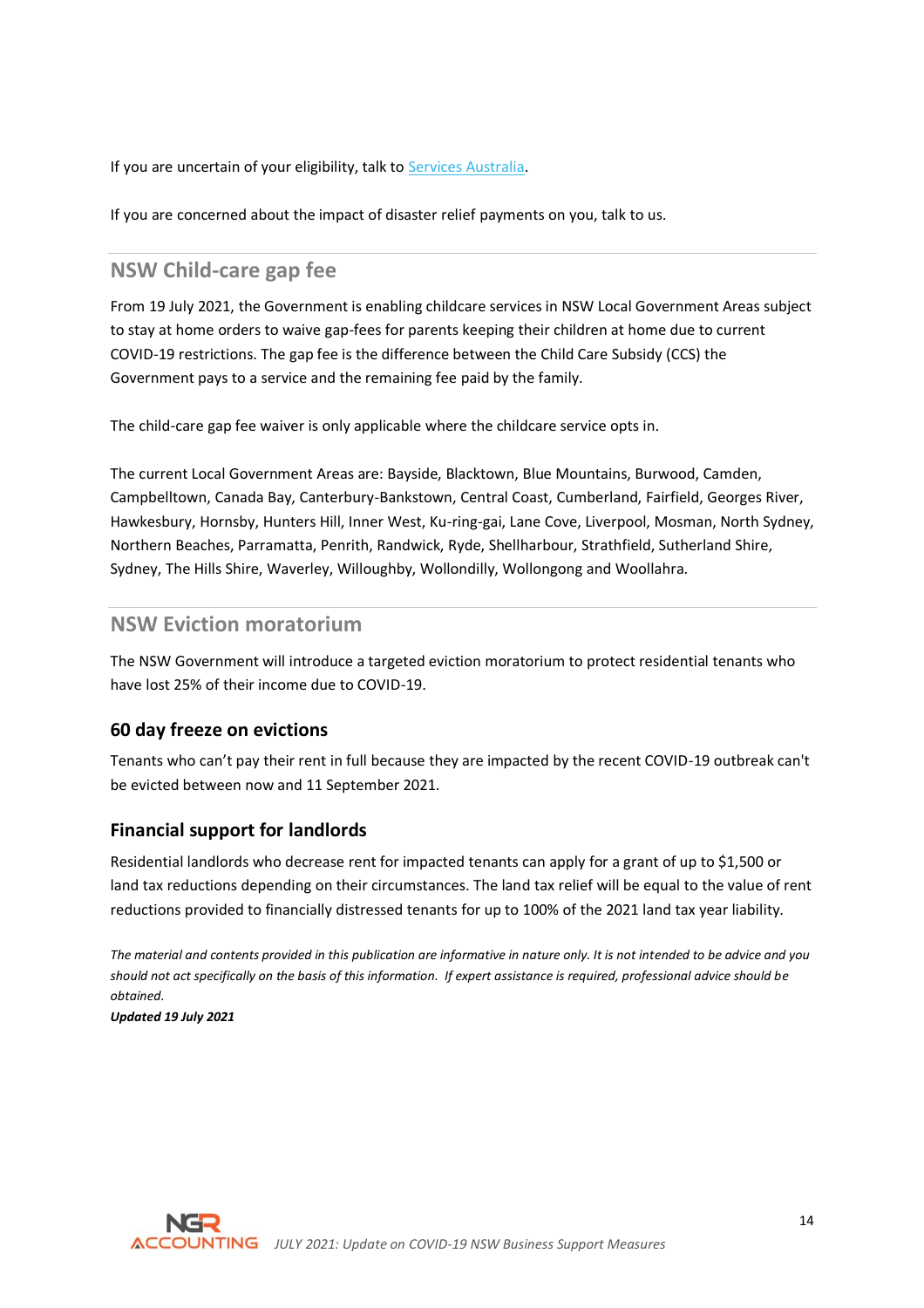If you are uncertain of your eligibility, talk to [Services Australia](#).

If you are concerned about the impact of disaster relief payments on you, talk to us.

## NSW Child-care gap fee

From 19 July 2021, the Government is enabling childcare services in NSW Local Government Areas subject to stay at home orders to waive gap-fees for parents keeping their children at home due to current COVID-19 restrictions. The gap fee is the difference between the Child Care Subsidy (CCS) the Government pays to a service and the remaining fee paid by the family.

The child-care gap fee waiver is only applicable where the childcare service opts in.

The current Local Government Areas are: Bayside, Blacktown, Blue Mountains, Burwood, Camden, Campbelltown, Canada Bay, Canterbury-Bankstown, Central Coast, Cumberland, Fairfield, Georges River, Hawkesbury, Hornsby, Hunters Hill, Inner West, Ku-ring-gai, Lane Cove, Liverpool, Mosman, North Sydney, Northern Beaches, Parramatta, Penrith, Randwick, Ryde, Shellharbour, Strathfield, Sutherland Shire, Sydney, The Hills Shire, Waverley, Willoughby, Wollondilly, Wollongong and Woollahra.

## NSW Eviction moratorium

The NSW Government will introduce a targeted eviction moratorium to protect residential tenants who have lost 25% of their income due to COVID-19.

### 60 day freeze on evictions

Tenants who can't pay their rent in full because they are impacted by the recent COVID-19 outbreak can't be evicted between now and 11 September 2021.

### Financial support for landlords

Residential landlords who decrease rent for impacted tenants can apply for a grant of up to $1,500 or land tax reductions depending on their circumstances. The land tax relief will be equal to the value of rent reductions provided to financially distressed tenants for up to 100% of the 2021 land tax year liability.

*The material and contents provided in this publication are informative in nature only. It is not intended to be advice and you should not act specifically on the basis of this information. If expert assistance is required, professional advice should be obtained.*

***Updated 19 July 2021***